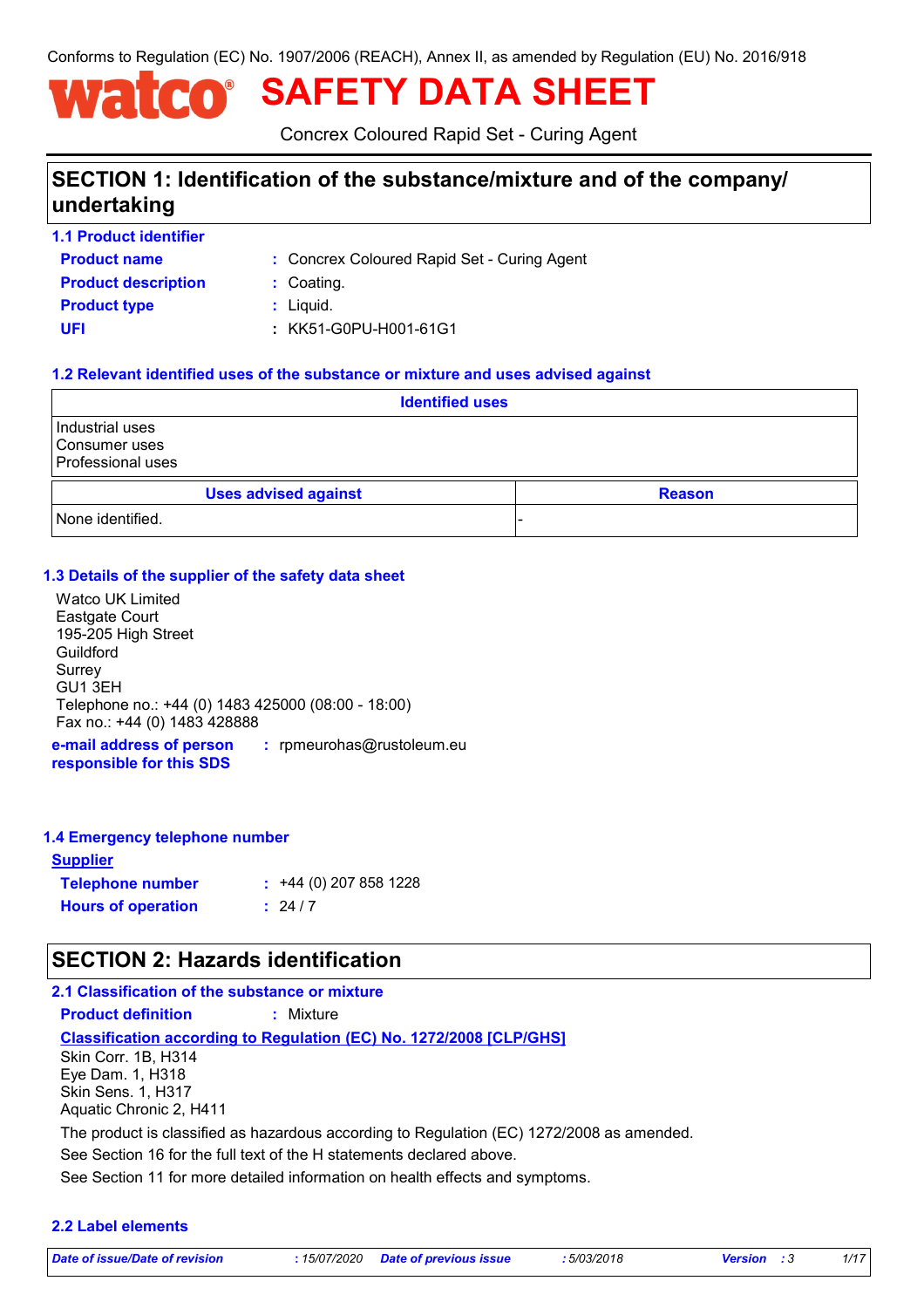Conforms to Regulation (EC) No. 1907/2006 (REACH), Annex II, as amended by Regulation (EU) No. 2016/918

# watco® SAFETY DATA SHEET

Concrex Coloured Rapid Set - Curing Agent

## SECTION 1: Identification of the substance/mixture and of the company/undertaking

### 1.1 Product identifier

**Product name** : Concrex Coloured Rapid Set - Curing Agent
**Product description** : Coating.
**Product type** : Liquid.
**UFI** : KK51-G0PU-H001-61G1

### 1.2 Relevant identified uses of the substance or mixture and uses advised against

| Identified uses |
|---|
| Industrial uses<br>Consumer uses<br>Professional uses |

| Uses advised against | Reason |
|---|---|
| None identified. | - |

### 1.3 Details of the supplier of the safety data sheet

Watco UK Limited
Eastgate Court
195-205 High Street
Guildford
Surrey
GU1 3EH
Telephone no.: +44 (0) 1483 425000 (08:00 - 18:00)
Fax no.: +44 (0) 1483 428888

**e-mail address of person responsible for this SDS** : rpmeurohas@rustoleum.eu

### 1.4 Emergency telephone number

**Supplier**

**Telephone number** : +44 (0) 207 858 1228
**Hours of operation** : 24 / 7

## SECTION 2: Hazards identification

### 2.1 Classification of the substance or mixture

**Product definition** : Mixture

**Classification according to Regulation (EC) No. 1272/2008 [CLP/GHS]**

Skin Corr. 1B, H314
Eye Dam. 1, H318
Skin Sens. 1, H317
Aquatic Chronic 2, H411

The product is classified as hazardous according to Regulation (EC) 1272/2008 as amended.

See Section 16 for the full text of the H statements declared above.

See Section 11 for more detailed information on health effects and symptoms.

### 2.2 Label elements

*Date of issue/Date of revision* : 15/07/2020 *Date of previous issue* : 5/03/2018 *Version* : 3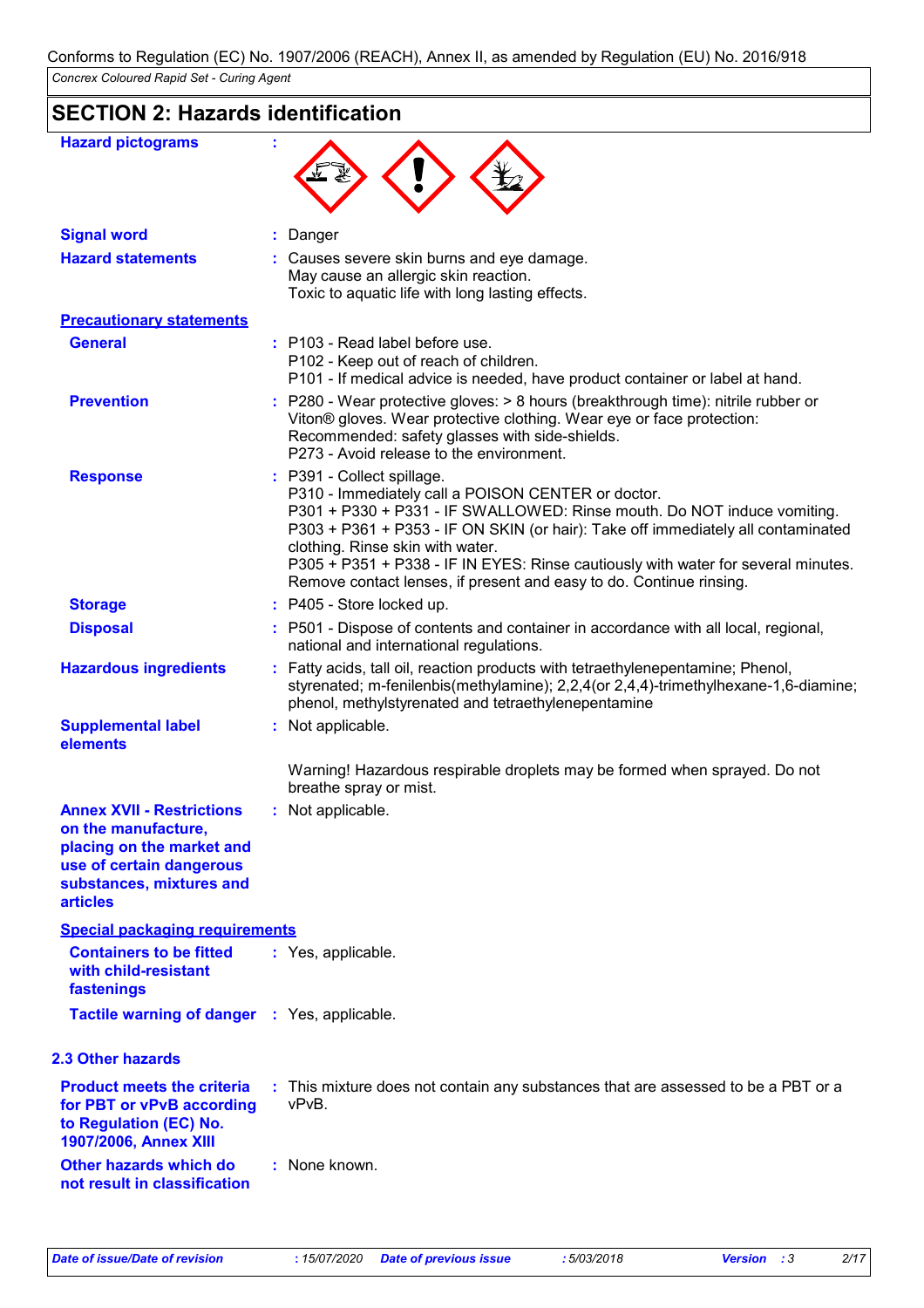Conforms to Regulation (EC) No. 1907/2006 (REACH), Annex II, as amended by Regulation (EU) No. 2016/918

*Concrex Coloured Rapid Set - Curing Agent*

## SECTION 2: Hazards identification

**Hazard pictograms** :

**Signal word** : Danger

**Hazard statements** : Causes severe skin burns and eye damage.
May cause an allergic skin reaction.
Toxic to aquatic life with long lasting effects.

**Precautionary statements**

**General** : P103 - Read label before use.
P102 - Keep out of reach of children.
P101 - If medical advice is needed, have product container or label at hand.

**Prevention** : P280 - Wear protective gloves: > 8 hours (breakthrough time): nitrile rubber or Viton® gloves. Wear protective clothing. Wear eye or face protection: Recommended: safety glasses with side-shields.
P273 - Avoid release to the environment.

**Response** : P391 - Collect spillage.
P310 - Immediately call a POISON CENTER or doctor.
P301 + P330 + P331 - IF SWALLOWED: Rinse mouth. Do NOT induce vomiting.
P303 + P361 + P353 - IF ON SKIN (or hair): Take off immediately all contaminated clothing. Rinse skin with water.
P305 + P351 + P338 - IF IN EYES: Rinse cautiously with water for several minutes. Remove contact lenses, if present and easy to do. Continue rinsing.

**Storage** : P405 - Store locked up.

**Disposal** : P501 - Dispose of contents and container in accordance with all local, regional, national and international regulations.

**Hazardous ingredients** : Fatty acids, tall oil, reaction products with tetraethylenepentamine; Phenol, styrenated; m-fenilenbis(methylamine); 2,2,4(or 2,4,4)-trimethylhexane-1,6-diamine; phenol, methylstyrenated and tetraethylenepentamine

**Supplemental label elements** : Not applicable.

Warning! Hazardous respirable droplets may be formed when sprayed. Do not breathe spray or mist.

**Annex XVII - Restrictions on the manufacture, placing on the market and use of certain dangerous substances, mixtures and articles** : Not applicable.

**Special packaging requirements**

**Containers to be fitted with child-resistant fastenings** : Yes, applicable.

**Tactile warning of danger** : Yes, applicable.

### 2.3 Other hazards

**Product meets the criteria for PBT or vPvB according to Regulation (EC) No. 1907/2006, Annex XIII** : This mixture does not contain any substances that are assessed to be a PBT or a vPvB.

**Other hazards which do not result in classification** : None known.

*Date of issue/Date of revision* : 15/07/2020 *Date of previous issue* : 5/03/2018 *Version* : 3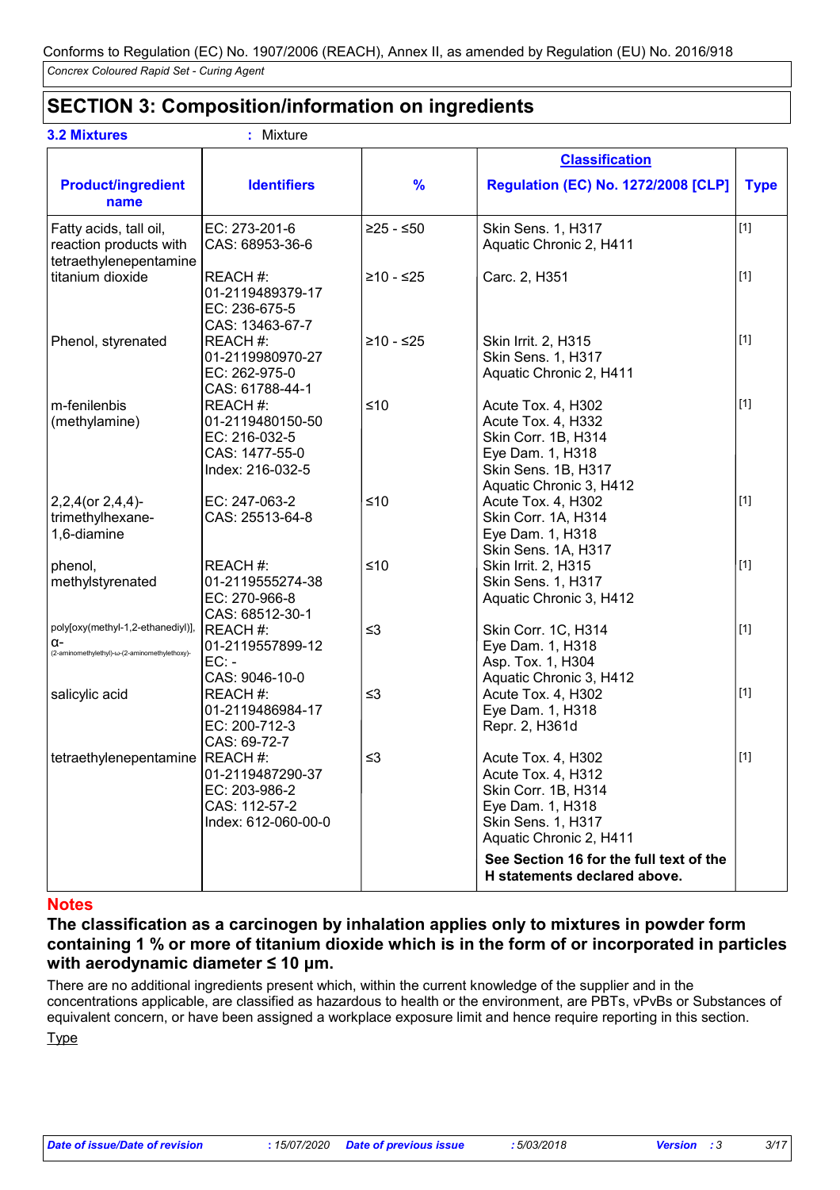Conforms to Regulation (EC) No. 1907/2006 (REACH), Annex II, as amended by Regulation (EU) No. 2016/918

*Concrex Coloured Rapid Set - Curing Agent*

## SECTION 3: Composition/information on ingredients

**3.2 Mixtures** : Mixture

| Product/ingredient name | Identifiers | % | Classification Regulation (EC) No. 1272/2008 [CLP] | Type |
|---|---|---|---|---|
| Fatty acids, tall oil, reaction products with tetraethylenepentamine | EC: 273-201-6<br>CAS: 68953-36-6 | ≥25 - ≤50 | Skin Sens. 1, H317<br>Aquatic Chronic 2, H411 | [1] |
| titanium dioxide | REACH #: 01-2119489379-17<br>EC: 236-675-5<br>CAS: 13463-67-7 | ≥10 - ≤25 | Carc. 2, H351 | [1] |
| Phenol, styrenated | REACH #: 01-2119980970-27<br>EC: 262-975-0<br>CAS: 61788-44-1 | ≥10 - ≤25 | Skin Irrit. 2, H315<br>Skin Sens. 1, H317<br>Aquatic Chronic 2, H411 | [1] |
| m-fenilenbis (methylamine) | REACH #: 01-2119480150-50<br>EC: 216-032-5<br>CAS: 1477-55-0<br>Index: 216-032-5 | ≤10 | Acute Tox. 4, H302<br>Acute Tox. 4, H332<br>Skin Corr. 1B, H314<br>Eye Dam. 1, H318<br>Skin Sens. 1B, H317<br>Aquatic Chronic 3, H412 | [1] |
| 2,2,4(or 2,4,4)-trimethylhexane-1,6-diamine | EC: 247-063-2<br>CAS: 25513-64-8 | ≤10 | Acute Tox. 4, H302<br>Skin Corr. 1A, H314<br>Eye Dam. 1, H318<br>Skin Sens. 1A, H317 | [1] |
| phenol, methylstyrenated | REACH #: 01-2119555274-38<br>EC: 270-966-8<br>CAS: 68512-30-1 | ≤10 | Skin Irrit. 2, H315<br>Skin Sens. 1, H317<br>Aquatic Chronic 3, H412 | [1] |
| poly[oxy(methyl-1,2-ethanediyl)], α-(2-aminomethylethyl)-ω-(2-aminomethylethoxy)- | REACH #: 01-2119557899-12<br>EC: -<br>CAS: 9046-10-0 | ≤3 | Skin Corr. 1C, H314<br>Eye Dam. 1, H318<br>Asp. Tox. 1, H304<br>Aquatic Chronic 3, H412 | [1] |
| salicylic acid | REACH #: 01-2119486984-17<br>EC: 200-712-3<br>CAS: 69-72-7 | ≤3 | Acute Tox. 4, H302<br>Eye Dam. 1, H318<br>Repr. 2, H361d | [1] |
| tetraethylenepentamine | REACH #: 01-2119487290-37<br>EC: 203-986-2<br>CAS: 112-57-2<br>Index: 612-060-00-0 | ≤3 | Acute Tox. 4, H302<br>Acute Tox. 4, H312<br>Skin Corr. 1B, H314<br>Eye Dam. 1, H318<br>Skin Sens. 1, H317<br>Aquatic Chronic 2, H411 | [1] |
| | | | **See Section 16 for the full text of the H statements declared above.** | |

**Notes**

**The classification as a carcinogen by inhalation applies only to mixtures in powder form containing 1 % or more of titanium dioxide which is in the form of or incorporated in particles with aerodynamic diameter ≤ 10 μm.**

There are no additional ingredients present which, within the current knowledge of the supplier and in the concentrations applicable, are classified as hazardous to health or the environment, are PBTs, vPvBs or Substances of equivalent concern, or have been assigned a workplace exposure limit and hence require reporting in this section.

Type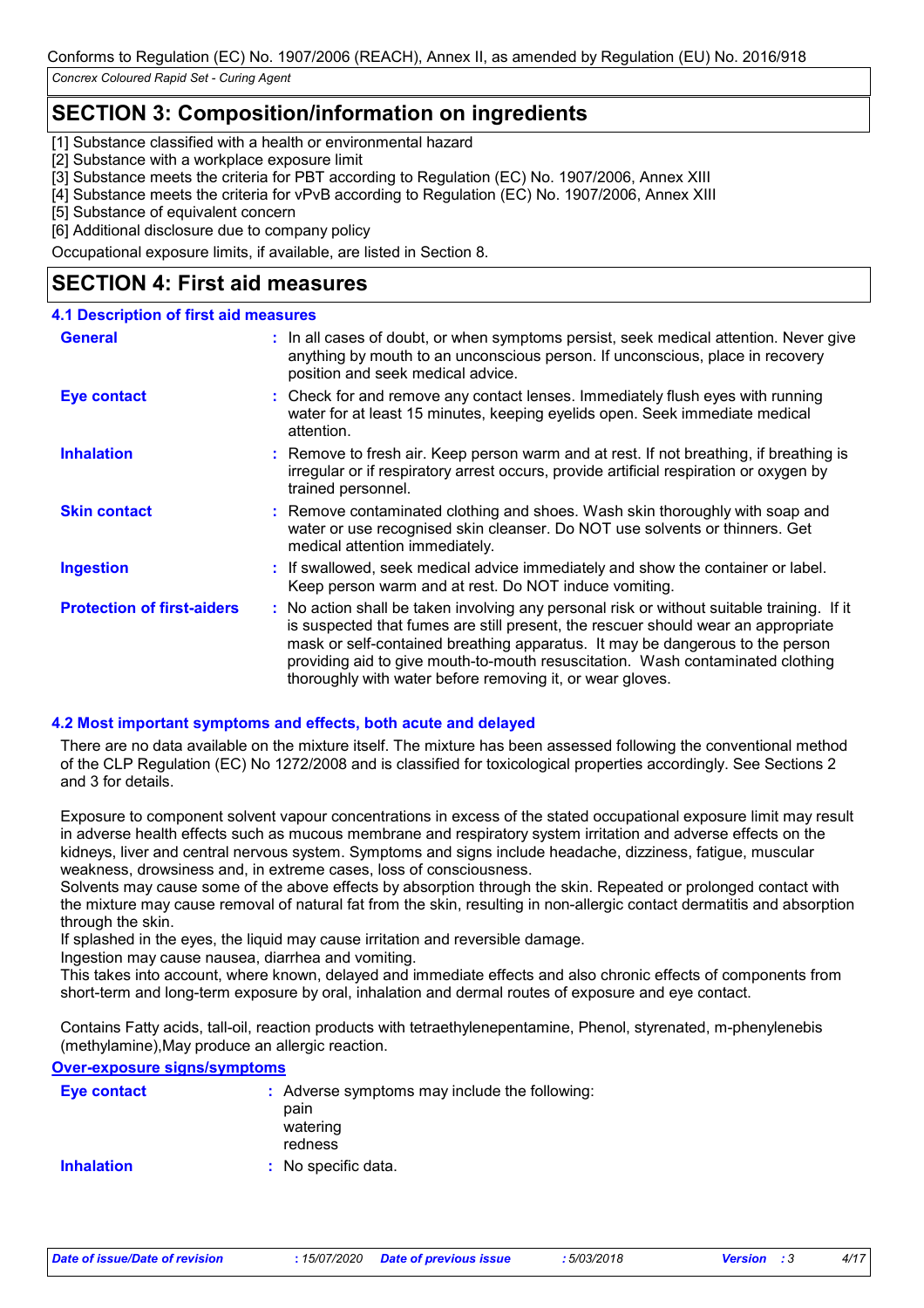## SECTION 3: Composition/information on ingredients

[1] Substance classified with a health or environmental hazard
[2] Substance with a workplace exposure limit
[3] Substance meets the criteria for PBT according to Regulation (EC) No. 1907/2006, Annex XIII
[4] Substance meets the criteria for vPvB according to Regulation (EC) No. 1907/2006, Annex XIII
[5] Substance of equivalent concern
[6] Additional disclosure due to company policy

Occupational exposure limits, if available, are listed in Section 8.

## SECTION 4: First aid measures

### 4.1 Description of first aid measures

**General** : In all cases of doubt, or when symptoms persist, seek medical attention. Never give anything by mouth to an unconscious person. If unconscious, place in recovery position and seek medical advice.

**Eye contact** : Check for and remove any contact lenses. Immediately flush eyes with running water for at least 15 minutes, keeping eyelids open. Seek immediate medical attention.

**Inhalation** : Remove to fresh air. Keep person warm and at rest. If not breathing, if breathing is irregular or if respiratory arrest occurs, provide artificial respiration or oxygen by trained personnel.

**Skin contact** : Remove contaminated clothing and shoes. Wash skin thoroughly with soap and water or use recognised skin cleanser. Do NOT use solvents or thinners. Get medical attention immediately.

**Ingestion** : If swallowed, seek medical advice immediately and show the container or label. Keep person warm and at rest. Do NOT induce vomiting.

**Protection of first-aiders** : No action shall be taken involving any personal risk or without suitable training. If it is suspected that fumes are still present, the rescuer should wear an appropriate mask or self-contained breathing apparatus. It may be dangerous to the person providing aid to give mouth-to-mouth resuscitation. Wash contaminated clothing thoroughly with water before removing it, or wear gloves.

### 4.2 Most important symptoms and effects, both acute and delayed

There are no data available on the mixture itself. The mixture has been assessed following the conventional method of the CLP Regulation (EC) No 1272/2008 and is classified for toxicological properties accordingly. See Sections 2 and 3 for details.

Exposure to component solvent vapour concentrations in excess of the stated occupational exposure limit may result in adverse health effects such as mucous membrane and respiratory system irritation and adverse effects on the kidneys, liver and central nervous system. Symptoms and signs include headache, dizziness, fatigue, muscular weakness, drowsiness and, in extreme cases, loss of consciousness.
Solvents may cause some of the above effects by absorption through the skin. Repeated or prolonged contact with the mixture may cause removal of natural fat from the skin, resulting in non-allergic contact dermatitis and absorption through the skin.
If splashed in the eyes, the liquid may cause irritation and reversible damage.
Ingestion may cause nausea, diarrhea and vomiting.
This takes into account, where known, delayed and immediate effects and also chronic effects of components from short-term and long-term exposure by oral, inhalation and dermal routes of exposure and eye contact.

Contains Fatty acids, tall-oil, reaction products with tetraethylenepentamine, Phenol, styrenated, m-phenylenebis (methylamine),May produce an allergic reaction.

#### Over-exposure signs/symptoms

**Eye contact** : Adverse symptoms may include the following:
pain
watering
redness

**Inhalation** : No specific data.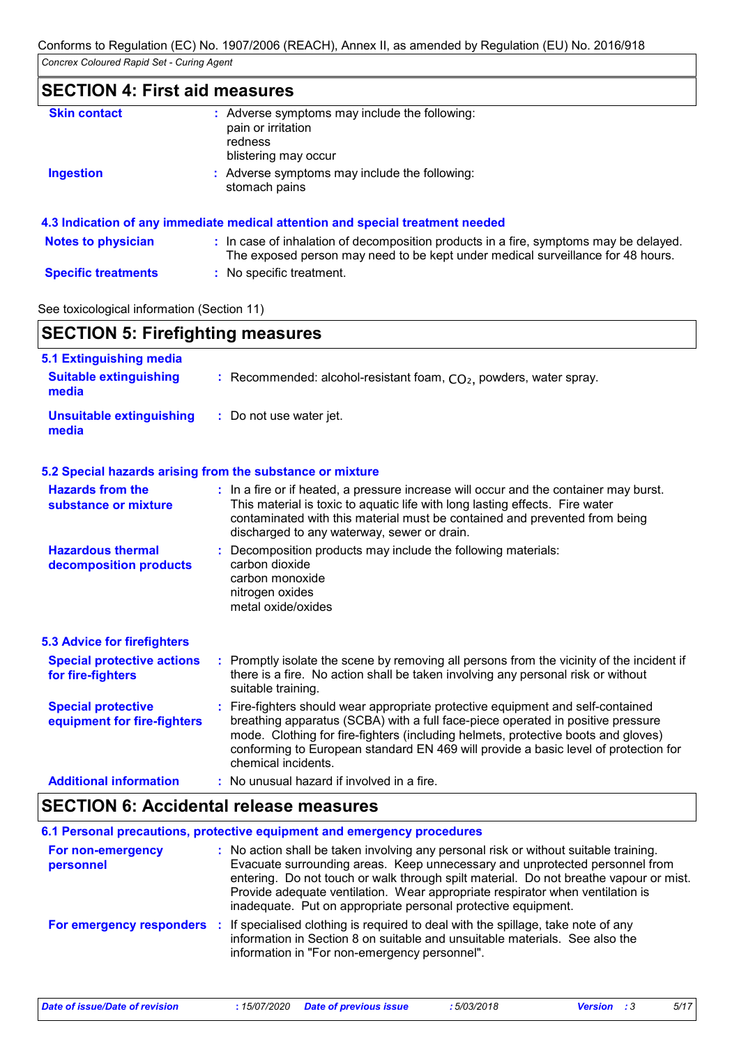## SECTION 4: First aid measures

**Skin contact** : Adverse symptoms may include the following:
pain or irritation
redness
blistering may occur

**Ingestion** : Adverse symptoms may include the following:
stomach pains

### 4.3 Indication of any immediate medical attention and special treatment needed

**Notes to physician** : In case of inhalation of decomposition products in a fire, symptoms may be delayed. The exposed person may need to be kept under medical surveillance for 48 hours.

**Specific treatments** : No specific treatment.

See toxicological information (Section 11)

## SECTION 5: Firefighting measures

### 5.1 Extinguishing media

**Suitable extinguishing media** : Recommended: alcohol-resistant foam, $CO_2$, powders, water spray.

**Unsuitable extinguishing media** : Do not use water jet.

### 5.2 Special hazards arising from the substance or mixture

**Hazards from the substance or mixture** : In a fire or if heated, a pressure increase will occur and the container may burst. This material is toxic to aquatic life with long lasting effects. Fire water contaminated with this material must be contained and prevented from being discharged to any waterway, sewer or drain.

**Hazardous thermal decomposition products** : Decomposition products may include the following materials:
carbon dioxide
carbon monoxide
nitrogen oxides
metal oxide/oxides

### 5.3 Advice for firefighters

**Special protective actions for fire-fighters** : Promptly isolate the scene by removing all persons from the vicinity of the incident if there is a fire. No action shall be taken involving any personal risk or without suitable training.

**Special protective equipment for fire-fighters** : Fire-fighters should wear appropriate protective equipment and self-contained breathing apparatus (SCBA) with a full face-piece operated in positive pressure mode. Clothing for fire-fighters (including helmets, protective boots and gloves) conforming to European standard EN 469 will provide a basic level of protection for chemical incidents.

**Additional information** : No unusual hazard if involved in a fire.

## SECTION 6: Accidental release measures

### 6.1 Personal precautions, protective equipment and emergency procedures

**For non-emergency personnel** : No action shall be taken involving any personal risk or without suitable training. Evacuate surrounding areas. Keep unnecessary and unprotected personnel from entering. Do not touch or walk through spilt material. Do not breathe vapour or mist. Provide adequate ventilation. Wear appropriate respirator when ventilation is inadequate. Put on appropriate personal protective equipment.

**For emergency responders** : If specialised clothing is required to deal with the spillage, take note of any information in Section 8 on suitable and unsuitable materials. See also the information in "For non-emergency personnel".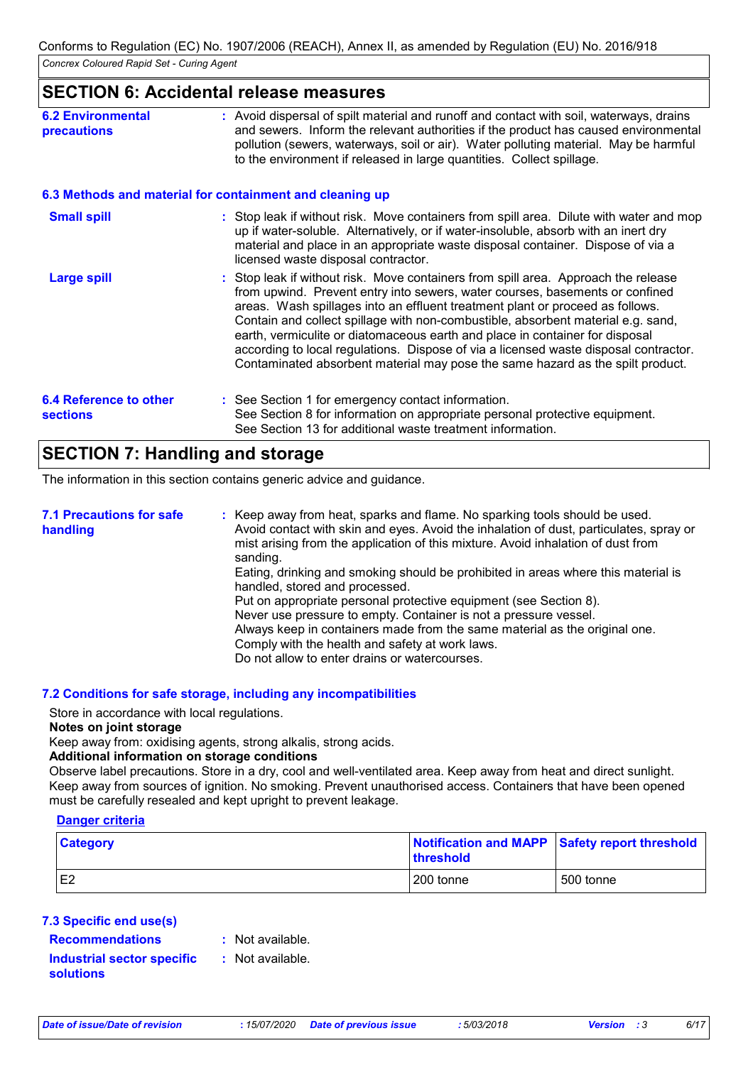## SECTION 6: Accidental release measures

**6.2 Environmental precautions** : Avoid dispersal of spilt material and runoff and contact with soil, waterways, drains and sewers. Inform the relevant authorities if the product has caused environmental pollution (sewers, waterways, soil or air). Water polluting material. May be harmful to the environment if released in large quantities. Collect spillage.

### 6.3 Methods and material for containment and cleaning up

**Small spill** : Stop leak if without risk. Move containers from spill area. Dilute with water and mop up if water-soluble. Alternatively, or if water-insoluble, absorb with an inert dry material and place in an appropriate waste disposal container. Dispose of via a licensed waste disposal contractor.

**Large spill** : Stop leak if without risk. Move containers from spill area. Approach the release from upwind. Prevent entry into sewers, water courses, basements or confined areas. Wash spillages into an effluent treatment plant or proceed as follows. Contain and collect spillage with non-combustible, absorbent material e.g. sand, earth, vermiculite or diatomaceous earth and place in container for disposal according to local regulations. Dispose of via a licensed waste disposal contractor. Contaminated absorbent material may pose the same hazard as the spilt product.

**6.4 Reference to other sections** : See Section 1 for emergency contact information.
See Section 8 for information on appropriate personal protective equipment.
See Section 13 for additional waste treatment information.

## SECTION 7: Handling and storage

The information in this section contains generic advice and guidance.

**7.1 Precautions for safe handling** : Keep away from heat, sparks and flame. No sparking tools should be used.
Avoid contact with skin and eyes. Avoid the inhalation of dust, particulates, spray or mist arising from the application of this mixture. Avoid inhalation of dust from sanding.
Eating, drinking and smoking should be prohibited in areas where this material is handled, stored and processed.
Put on appropriate personal protective equipment (see Section 8).
Never use pressure to empty. Container is not a pressure vessel.
Always keep in containers made from the same material as the original one.
Comply with the health and safety at work laws.
Do not allow to enter drains or watercourses.

### 7.2 Conditions for safe storage, including any incompatibilities

Store in accordance with local regulations.

**Notes on joint storage**

Keep away from: oxidising agents, strong alkalis, strong acids.

**Additional information on storage conditions**

Observe label precautions. Store in a dry, cool and well-ventilated area. Keep away from heat and direct sunlight. Keep away from sources of ignition. No smoking. Prevent unauthorised access. Containers that have been opened must be carefully resealed and kept upright to prevent leakage.

**Danger criteria**

| Category | Notification and MAPP threshold | Safety report threshold |
|---|---|---|
| E2 | 200 tonne | 500 tonne |

### 7.3 Specific end use(s)

**Recommendations** : Not available.

**Industrial sector specific solutions** : Not available.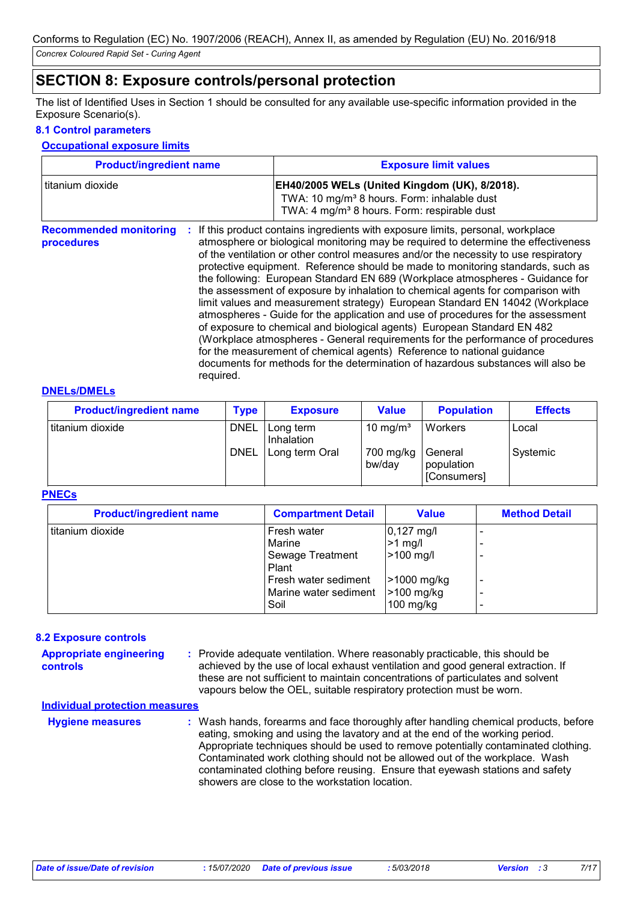## SECTION 8: Exposure controls/personal protection

The list of Identified Uses in Section 1 should be consulted for any available use-specific information provided in the Exposure Scenario(s).

### 8.1 Control parameters

**Occupational exposure limits**

| Product/ingredient name | Exposure limit values |
|---|---|
| titanium dioxide | **EH40/2005 WELs (United Kingdom (UK), 8/2018).**<br>TWA: 10 mg/m³ 8 hours. Form: inhalable dust<br>TWA: 4 mg/m³ 8 hours. Form: respirable dust |

**Recommended monitoring procedures** : If this product contains ingredients with exposure limits, personal, workplace atmosphere or biological monitoring may be required to determine the effectiveness of the ventilation or other control measures and/or the necessity to use respiratory protective equipment. Reference should be made to monitoring standards, such as the following: European Standard EN 689 (Workplace atmospheres - Guidance for the assessment of exposure by inhalation to chemical agents for comparison with limit values and measurement strategy) European Standard EN 14042 (Workplace atmospheres - Guide for the application and use of procedures for the assessment of exposure to chemical and biological agents) European Standard EN 482 (Workplace atmospheres - General requirements for the performance of procedures for the measurement of chemical agents) Reference to national guidance documents for methods for the determination of hazardous substances will also be required.

**DNELs/DMELs**

| Product/ingredient name | Type | Exposure | Value | Population | Effects |
|---|---|---|---|---|---|
| titanium dioxide | DNEL | Long term Inhalation | 10 mg/m³ | Workers | Local |
| | DNEL | Long term Oral | 700 mg/kg bw/day | General population [Consumers] | Systemic |

**PNECs**

| Product/ingredient name | Compartment Detail | Value | Method Detail |
|---|---|---|---|
| titanium dioxide | Fresh water | 0,127 mg/l | - |
| | Marine | >1 mg/l | - |
| | Sewage Treatment Plant | >100 mg/l | - |
| | Fresh water sediment | >1000 mg/kg | - |
| | Marine water sediment | >100 mg/kg | - |
| | Soil | 100 mg/kg | - |

### 8.2 Exposure controls

**Appropriate engineering controls** : Provide adequate ventilation. Where reasonably practicable, this should be achieved by the use of local exhaust ventilation and good general extraction. If these are not sufficient to maintain concentrations of particulates and solvent vapours below the OEL, suitable respiratory protection must be worn.

**Individual protection measures**

**Hygiene measures** : Wash hands, forearms and face thoroughly after handling chemical products, before eating, smoking and using the lavatory and at the end of the working period. Appropriate techniques should be used to remove potentially contaminated clothing. Contaminated work clothing should not be allowed out of the workplace. Wash contaminated clothing before reusing. Ensure that eyewash stations and safety showers are close to the workstation location.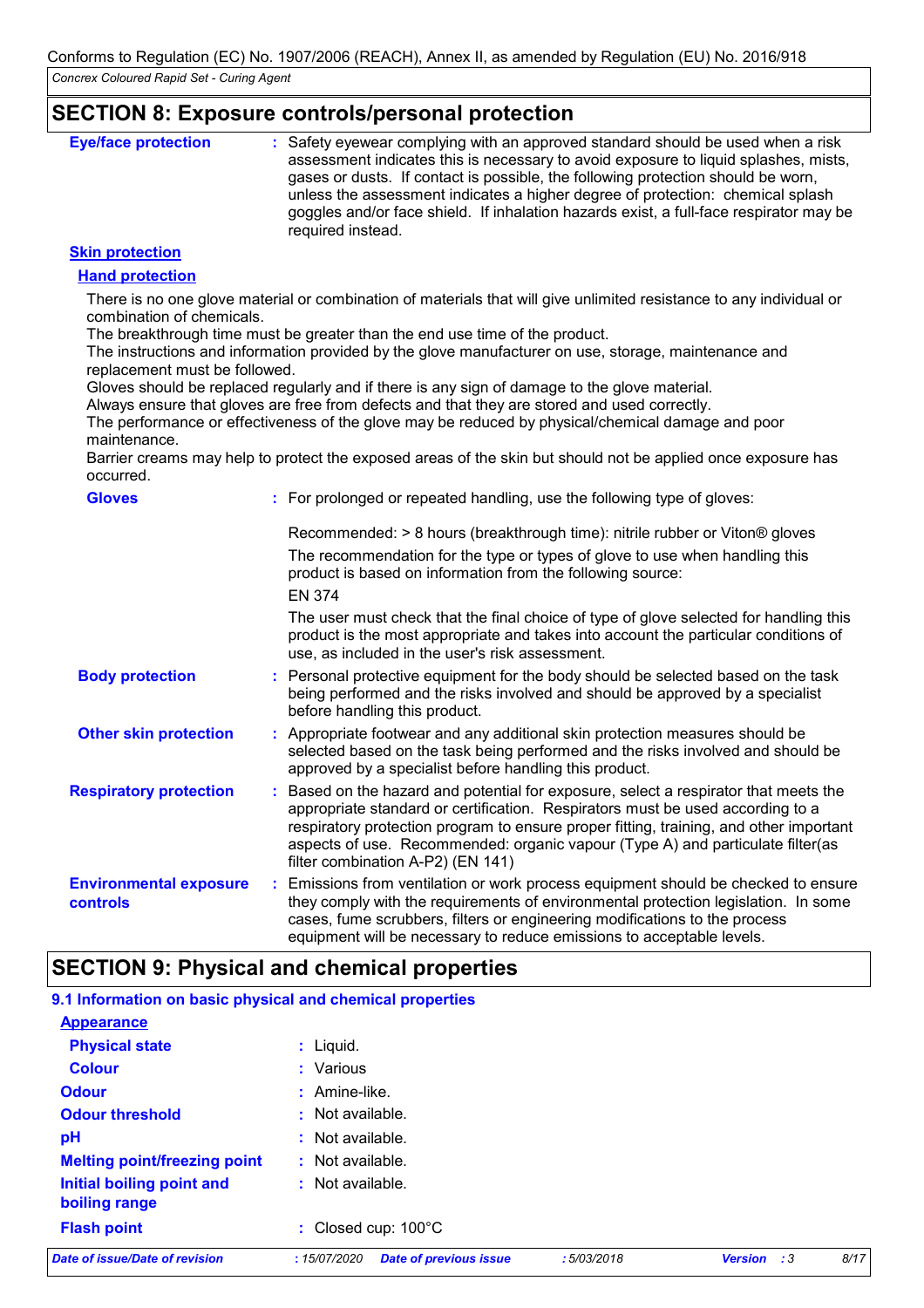## SECTION 8: Exposure controls/personal protection

**Eye/face protection** : Safety eyewear complying with an approved standard should be used when a risk assessment indicates this is necessary to avoid exposure to liquid splashes, mists, gases or dusts. If contact is possible, the following protection should be worn, unless the assessment indicates a higher degree of protection: chemical splash goggles and/or face shield. If inhalation hazards exist, a full-face respirator may be required instead.

**Skin protection**

**Hand protection**

There is no one glove material or combination of materials that will give unlimited resistance to any individual or combination of chemicals.
The breakthrough time must be greater than the end use time of the product.
The instructions and information provided by the glove manufacturer on use, storage, maintenance and replacement must be followed.
Gloves should be replaced regularly and if there is any sign of damage to the glove material.
Always ensure that gloves are free from defects and that they are stored and used correctly.
The performance or effectiveness of the glove may be reduced by physical/chemical damage and poor maintenance.
Barrier creams may help to protect the exposed areas of the skin but should not be applied once exposure has occurred.

**Gloves** : For prolonged or repeated handling, use the following type of gloves:

Recommended: > 8 hours (breakthrough time): nitrile rubber or Viton® gloves

The recommendation for the type or types of glove to use when handling this product is based on information from the following source:

EN 374

The user must check that the final choice of type of glove selected for handling this product is the most appropriate and takes into account the particular conditions of use, as included in the user's risk assessment.

**Body protection** : Personal protective equipment for the body should be selected based on the task being performed and the risks involved and should be approved by a specialist before handling this product.

**Other skin protection** : Appropriate footwear and any additional skin protection measures should be selected based on the task being performed and the risks involved and should be approved by a specialist before handling this product.

**Respiratory protection** : Based on the hazard and potential for exposure, select a respirator that meets the appropriate standard or certification. Respirators must be used according to a respiratory protection program to ensure proper fitting, training, and other important aspects of use. Recommended: organic vapour (Type A) and particulate filter(as filter combination A-P2) (EN 141)

**Environmental exposure controls** : Emissions from ventilation or work process equipment should be checked to ensure they comply with the requirements of environmental protection legislation. In some cases, fume scrubbers, filters or engineering modifications to the process equipment will be necessary to reduce emissions to acceptable levels.

## SECTION 9: Physical and chemical properties

### 9.1 Information on basic physical and chemical properties

**Appearance**

**Physical state** : Liquid.

**Colour** : Various

**Odour** : Amine-like.

**Odour threshold** : Not available.

**pH** : Not available.

**Melting point/freezing point** : Not available.

**Initial boiling point and boiling range** : Not available.

**Flash point** : Closed cup: 100°C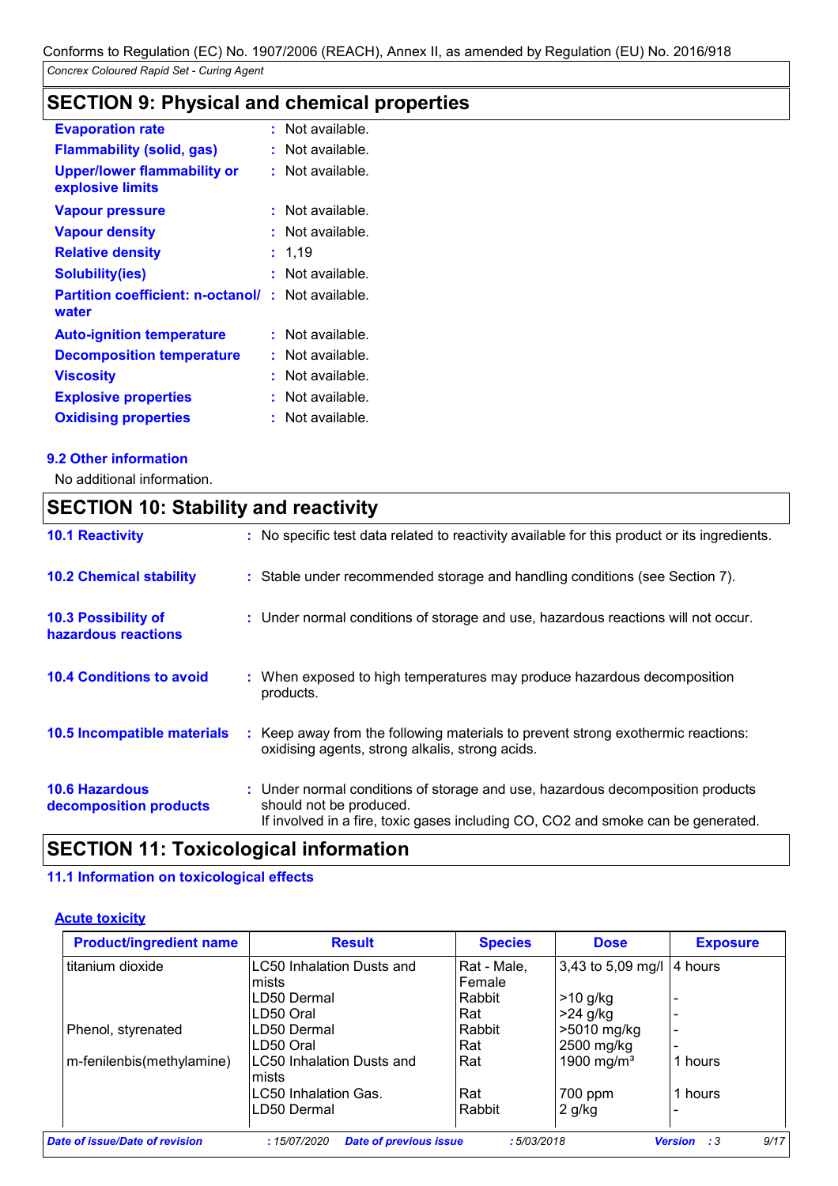Conforms to Regulation (EC) No. 1907/2006 (REACH), Annex II, as amended by Regulation (EU) No. 2016/918

*Concrex Coloured Rapid Set - Curing Agent*

## SECTION 9: Physical and chemical properties

| | | |
|---|---|---|
| **Evaporation rate** | : | Not available. |
| **Flammability (solid, gas)** | : | Not available. |
| **Upper/lower flammability or explosive limits** | : | Not available. |
| **Vapour pressure** | : | Not available. |
| **Vapour density** | : | Not available. |
| **Relative density** | : | 1,19 |
| **Solubility(ies)** | : | Not available. |
| **Partition coefficient: n-octanol/ water** | : | Not available. |
| **Auto-ignition temperature** | : | Not available. |
| **Decomposition temperature** | : | Not available. |
| **Viscosity** | : | Not available. |
| **Explosive properties** | : | Not available. |
| **Oxidising properties** | : | Not available. |

### 9.2 Other information

No additional information.

## SECTION 10: Stability and reactivity

| | | |
|---|---|---|
| **10.1 Reactivity** | : | No specific test data related to reactivity available for this product or its ingredients. |
| **10.2 Chemical stability** | : | Stable under recommended storage and handling conditions (see Section 7). |
| **10.3 Possibility of hazardous reactions** | : | Under normal conditions of storage and use, hazardous reactions will not occur. |
| **10.4 Conditions to avoid** | : | When exposed to high temperatures may produce hazardous decomposition products. |
| **10.5 Incompatible materials** | : | Keep away from the following materials to prevent strong exothermic reactions: oxidising agents, strong alkalis, strong acids. |
| **10.6 Hazardous decomposition products** | : | Under normal conditions of storage and use, hazardous decomposition products should not be produced.<br>If involved in a fire, toxic gases including CO, CO2 and smoke can be generated. |

## SECTION 11: Toxicological information

### 11.1 Information on toxicological effects

**Acute toxicity**

| Product/ingredient name | Result | Species | Dose | Exposure |
|---|---|---|---|---|
| titanium dioxide | LC50 Inhalation Dusts and mists | Rat - Male, Female | 3,43 to 5,09 mg/l | 4 hours |
| | LD50 Dermal | Rabbit | >10 g/kg | - |
| | LD50 Oral | Rat | >24 g/kg | - |
| Phenol, styrenated | LD50 Dermal | Rabbit | >5010 mg/kg | - |
| | LD50 Oral | Rat | 2500 mg/kg | - |
| m-fenilenbis(methylamine) | LC50 Inhalation Dusts and mists | Rat | 1900 mg/m³ | 1 hours |
| | LC50 Inhalation Gas. | Rat | 700 ppm | 1 hours |
| | LD50 Dermal | Rabbit | 2 g/kg | - |

| | | | | | |
|---|---|---|---|---|---|
| *Date of issue/Date of revision* | : 15/07/2020 | *Date of previous issue* | : 5/03/2018 | *Version* | : 3 |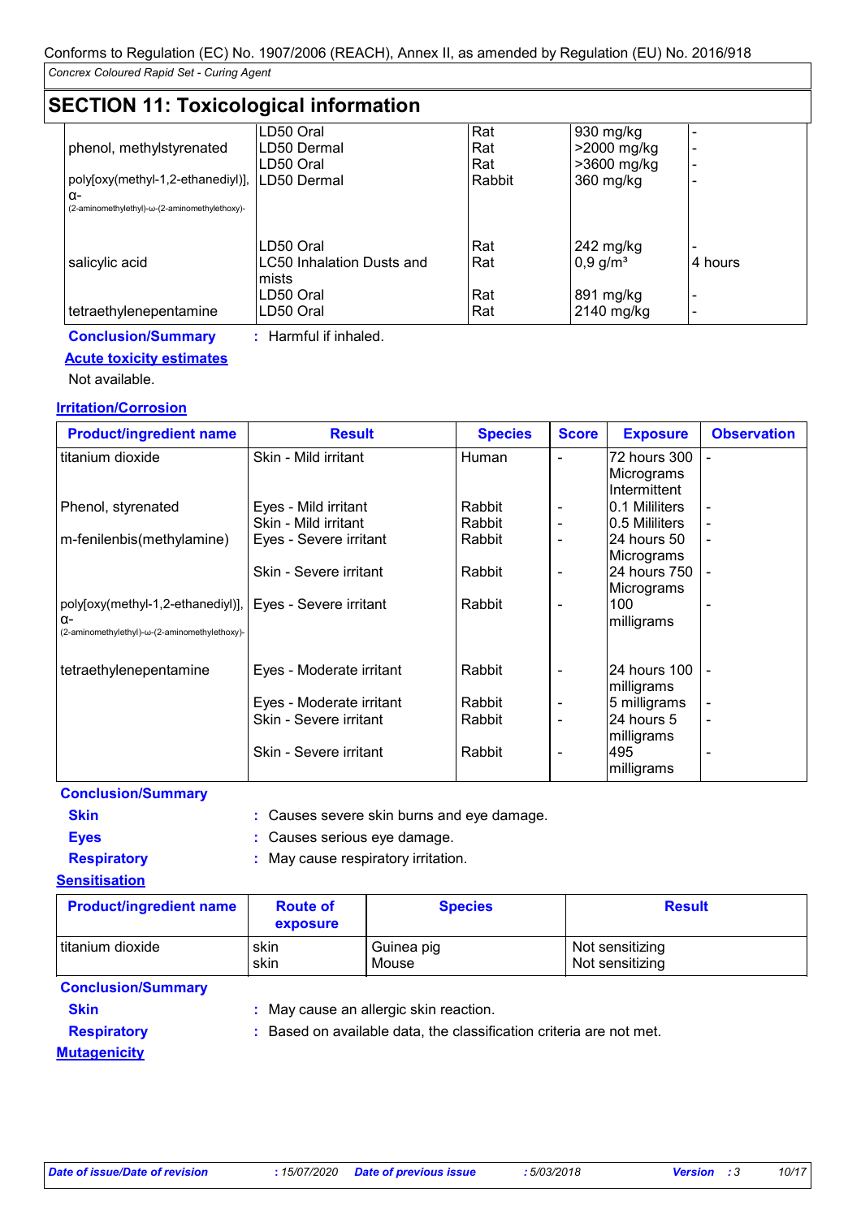Conforms to Regulation (EC) No. 1907/2006 (REACH), Annex II, as amended by Regulation (EU) No. 2016/918

*Concrex Coloured Rapid Set - Curing Agent*

## SECTION 11: Toxicological information

| | | | | |
|---|---|---|---|---|
| | LD50 Oral | Rat | 930 mg/kg | - |
| phenol, methylstyrenated | LD50 Dermal | Rat | >2000 mg/kg | - |
| | LD50 Oral | Rat | >3600 mg/kg | - |
| poly[oxy(methyl-1,2-ethanediyl)], α-(2-aminomethylethyl)-ω-(2-aminomethylethoxy)- | LD50 Dermal | Rabbit | 360 mg/kg | - |
| | LD50 Oral | Rat | 242 mg/kg | - |
| salicylic acid | LC50 Inhalation Dusts and mists | Rat | 0,9 g/m³ | 4 hours |
| | LD50 Oral | Rat | 891 mg/kg | - |
| tetraethylenepentamine | LD50 Oral | Rat | 2140 mg/kg | - |

**Conclusion/Summary** : Harmful if inhaled.

**Acute toxicity estimates**

Not available.

**Irritation/Corrosion**

| Product/ingredient name | Result | Species | Score | Exposure | Observation |
|---|---|---|---|---|---|
| titanium dioxide | Skin - Mild irritant | Human | - | 72 hours 300 Micrograms Intermittent | - |
| Phenol, styrenated | Eyes - Mild irritant | Rabbit | - | 0.1 Mililiters | - |
| | Skin - Mild irritant | Rabbit | - | 0.5 Mililiters | - |
| m-fenilenbis(methylamine) | Eyes - Severe irritant | Rabbit | - | 24 hours 50 Micrograms | - |
| | Skin - Severe irritant | Rabbit | - | 24 hours 750 Micrograms | - |
| poly[oxy(methyl-1,2-ethanediyl)], α-(2-aminomethylethyl)-ω-(2-aminomethylethoxy)- | Eyes - Severe irritant | Rabbit | - | 100 milligrams | - |
| tetraethylenepentamine | Eyes - Moderate irritant | Rabbit | - | 24 hours 100 milligrams | - |
| | Eyes - Moderate irritant | Rabbit | - | 5 milligrams | - |
| | Skin - Severe irritant | Rabbit | - | 24 hours 5 milligrams | - |
| | Skin - Severe irritant | Rabbit | - | 495 milligrams | - |

**Conclusion/Summary**

**Skin** : Causes severe skin burns and eye damage.

**Eyes** : Causes serious eye damage.

**Respiratory** : May cause respiratory irritation.

**Sensitisation**

| Product/ingredient name | Route of exposure | Species | Result |
|---|---|---|---|
| titanium dioxide | skin | Guinea pig | Not sensitizing |
| | skin | Mouse | Not sensitizing |

**Conclusion/Summary**

**Skin** : May cause an allergic skin reaction.

**Respiratory** : Based on available data, the classification criteria are not met.

**Mutagenicity**

*Date of issue/Date of revision* : 15/07/2020 *Date of previous issue* : 5/03/2018 *Version* : 3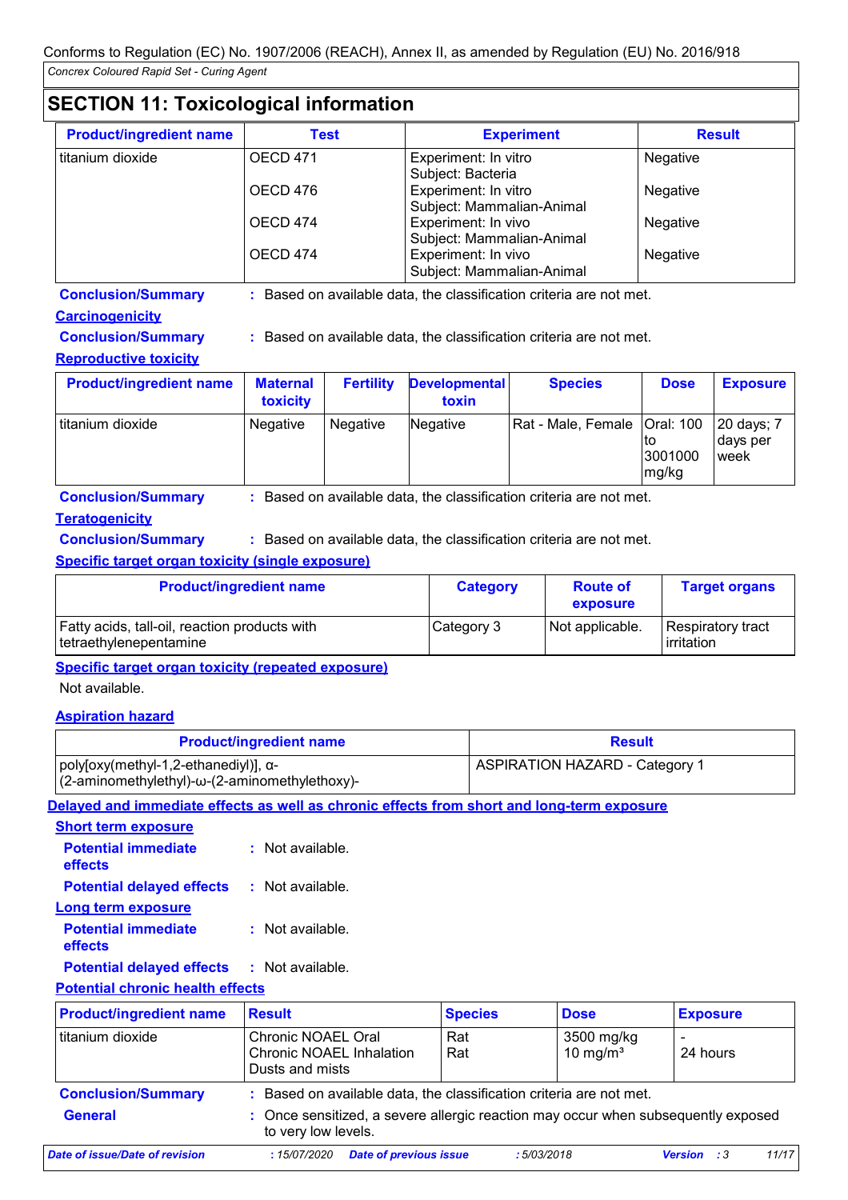## SECTION 11: Toxicological information

| Product/ingredient name | Test | Experiment | Result |
|---|---|---|---|
| titanium dioxide | OECD 471 | Experiment: In vitro Subject: Bacteria | Negative |
| | OECD 476 | Experiment: In vitro Subject: Mammalian-Animal | Negative |
| | OECD 474 | Experiment: In vivo Subject: Mammalian-Animal | Negative |
| | OECD 474 | Experiment: In vivo Subject: Mammalian-Animal | Negative |

**Conclusion/Summary** : Based on available data, the classification criteria are not met.

**Carcinogenicity**

**Conclusion/Summary** : Based on available data, the classification criteria are not met.

**Reproductive toxicity**

| Product/ingredient name | Maternal toxicity | Fertility | Developmental toxin | Species | Dose | Exposure |
|---|---|---|---|---|---|---|
| titanium dioxide | Negative | Negative | Negative | Rat - Male, Female | Oral: 100 to 3001000 mg/kg | 20 days; 7 days per week |

**Conclusion/Summary** : Based on available data, the classification criteria are not met.

**Teratogenicity**

**Conclusion/Summary** : Based on available data, the classification criteria are not met.

**Specific target organ toxicity (single exposure)**

| Product/ingredient name | Category | Route of exposure | Target organs |
|---|---|---|---|
| Fatty acids, tall-oil, reaction products with tetraethylenepentamine | Category 3 | Not applicable. | Respiratory tract irritation |

**Specific target organ toxicity (repeated exposure)**

Not available.

**Aspiration hazard**

| Product/ingredient name | Result |
|---|---|
| poly[oxy(methyl-1,2-ethanediyl)], α-(2-aminomethylethyl)-ω-(2-aminomethylethoxy)- | ASPIRATION HAZARD - Category 1 |

**Delayed and immediate effects as well as chronic effects from short and long-term exposure**

**Short term exposure**

**Potential immediate effects** : Not available.

**Potential delayed effects** : Not available.

**Long term exposure**

**Potential immediate effects** : Not available.

**Potential delayed effects** : Not available.

**Potential chronic health effects**

| Product/ingredient name | Result | Species | Dose | Exposure |
|---|---|---|---|---|
| titanium dioxide | Chronic NOAEL Oral | Rat | 3500 mg/kg | - |
| | Chronic NOAEL Inhalation Dusts and mists | Rat | 10 mg/m³ | 24 hours |

**Conclusion/Summary** : Based on available data, the classification criteria are not met.

**General** : Once sensitized, a severe allergic reaction may occur when subsequently exposed to very low levels.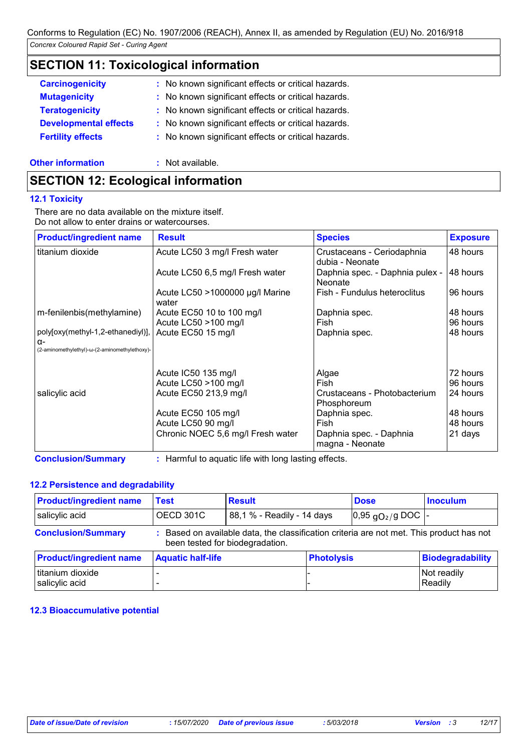## SECTION 11: Toxicological information

| | | |
|---|---|---|
| **Carcinogenicity** | : | No known significant effects or critical hazards. |
| **Mutagenicity** | : | No known significant effects or critical hazards. |
| **Teratogenicity** | : | No known significant effects or critical hazards. |
| **Developmental effects** | : | No known significant effects or critical hazards. |
| **Fertility effects** | : | No known significant effects or critical hazards. |

**Other information** : Not available.

## SECTION 12: Ecological information

### 12.1 Toxicity

There are no data available on the mixture itself.
Do not allow to enter drains or watercourses.

| Product/ingredient name | Result | Species | Exposure |
|---|---|---|---|
| titanium dioxide | Acute LC50 3 mg/l Fresh water | Crustaceans - Ceriodaphnia dubia - Neonate | 48 hours |
| | Acute LC50 6,5 mg/l Fresh water | Daphnia spec. - Daphnia pulex - Neonate | 48 hours |
| | Acute LC50 >1000000 µg/l Marine water | Fish - Fundulus heteroclitus | 96 hours |
| m-fenilenbis(methylamine) | Acute EC50 10 to 100 mg/l | Daphnia spec. | 48 hours |
| | Acute LC50 >100 mg/l | Fish | 96 hours |
| poly[oxy(methyl-1,2-ethanediyl)], α-(2-aminomethylethyl)-ω-(2-aminomethylethoxy)- | Acute EC50 15 mg/l | Daphnia spec. | 48 hours |
| | Acute IC50 135 mg/l | Algae | 72 hours |
| | Acute LC50 >100 mg/l | Fish | 96 hours |
| salicylic acid | Acute EC50 213,9 mg/l | Crustaceans - Photobacterium Phosphoreum | 24 hours |
| | Acute EC50 105 mg/l | Daphnia spec. | 48 hours |
| | Acute LC50 90 mg/l | Fish | 48 hours |
| | Chronic NOEC 5,6 mg/l Fresh water | Daphnia spec. - Daphnia magna - Neonate | 21 days |

**Conclusion/Summary** : Harmful to aquatic life with long lasting effects.

### 12.2 Persistence and degradability

| Product/ingredient name | Test | Result | Dose | Inoculum |
|---|---|---|---|---|
| salicylic acid | OECD 301C | 88,1 % - Readily - 14 days | 0,95 $gO_2/g$ DOC | - |

**Conclusion/Summary** : Based on available data, the classification criteria are not met. This product has not been tested for biodegradation.

| Product/ingredient name | Aquatic half-life | Photolysis | Biodegradability |
|---|---|---|---|
| titanium dioxide | - | - | Not readily |
| salicylic acid | - | - | Readily |

### 12.3 Bioaccumulative potential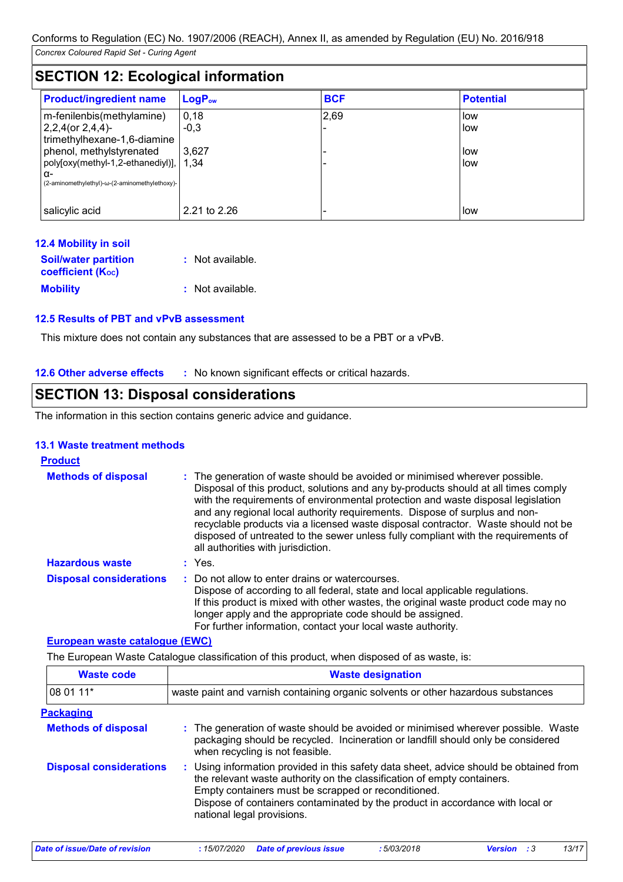Conforms to Regulation (EC) No. 1907/2006 (REACH), Annex II, as amended by Regulation (EU) No. 2016/918

*Concrex Coloured Rapid Set - Curing Agent*

## SECTION 12: Ecological information

| Product/ingredient name | $LogP_{ow}$ | BCF | Potential |
|---|---|---|---|
| m-fenilenbis(methylamine) | 0,18 | 2,69 | low |
| 2,2,4(or 2,4,4)-trimethylhexane-1,6-diamine | -0,3 | - | low |
| phenol, methylstyrenated | 3,627 | - | low |
| poly[oxy(methyl-1,2-ethanediyl)], α-(2-aminomethylethyl)-ω-(2-aminomethylethoxy)- | 1,34 | - | low |
| salicylic acid | 2.21 to 2.26 | - | low |

### 12.4 Mobility in soil

**Soil/water partition coefficient ($K_{OC}$)** : Not available.

**Mobility** : Not available.

### 12.5 Results of PBT and vPvB assessment

This mixture does not contain any substances that are assessed to be a PBT or a vPvB.

### 12.6 Other adverse effects

: No known significant effects or critical hazards.

## SECTION 13: Disposal considerations

The information in this section contains generic advice and guidance.

### 13.1 Waste treatment methods

**Product**

**Methods of disposal** : The generation of waste should be avoided or minimised wherever possible. Disposal of this product, solutions and any by-products should at all times comply with the requirements of environmental protection and waste disposal legislation and any regional local authority requirements. Dispose of surplus and non-recyclable products via a licensed waste disposal contractor. Waste should not be disposed of untreated to the sewer unless fully compliant with the requirements of all authorities with jurisdiction.

**Hazardous waste** : Yes.

**Disposal considerations** : Do not allow to enter drains or watercourses.
Dispose of according to all federal, state and local applicable regulations.
If this product is mixed with other wastes, the original waste product code may no longer apply and the appropriate code should be assigned.
For further information, contact your local waste authority.

**European waste catalogue (EWC)**

The European Waste Catalogue classification of this product, when disposed of as waste, is:

| Waste code | Waste designation |
|---|---|
| 08 01 11* | waste paint and varnish containing organic solvents or other hazardous substances |

**Packaging**

**Methods of disposal** : The generation of waste should be avoided or minimised wherever possible. Waste packaging should be recycled. Incineration or landfill should only be considered when recycling is not feasible.

**Disposal considerations** : Using information provided in this safety data sheet, advice should be obtained from the relevant waste authority on the classification of empty containers.
Empty containers must be scrapped or reconditioned.
Dispose of containers contaminated by the product in accordance with local or national legal provisions.

*Date of issue/Date of revision* : 15/07/2020 *Date of previous issue* : 5/03/2018 *Version* : 3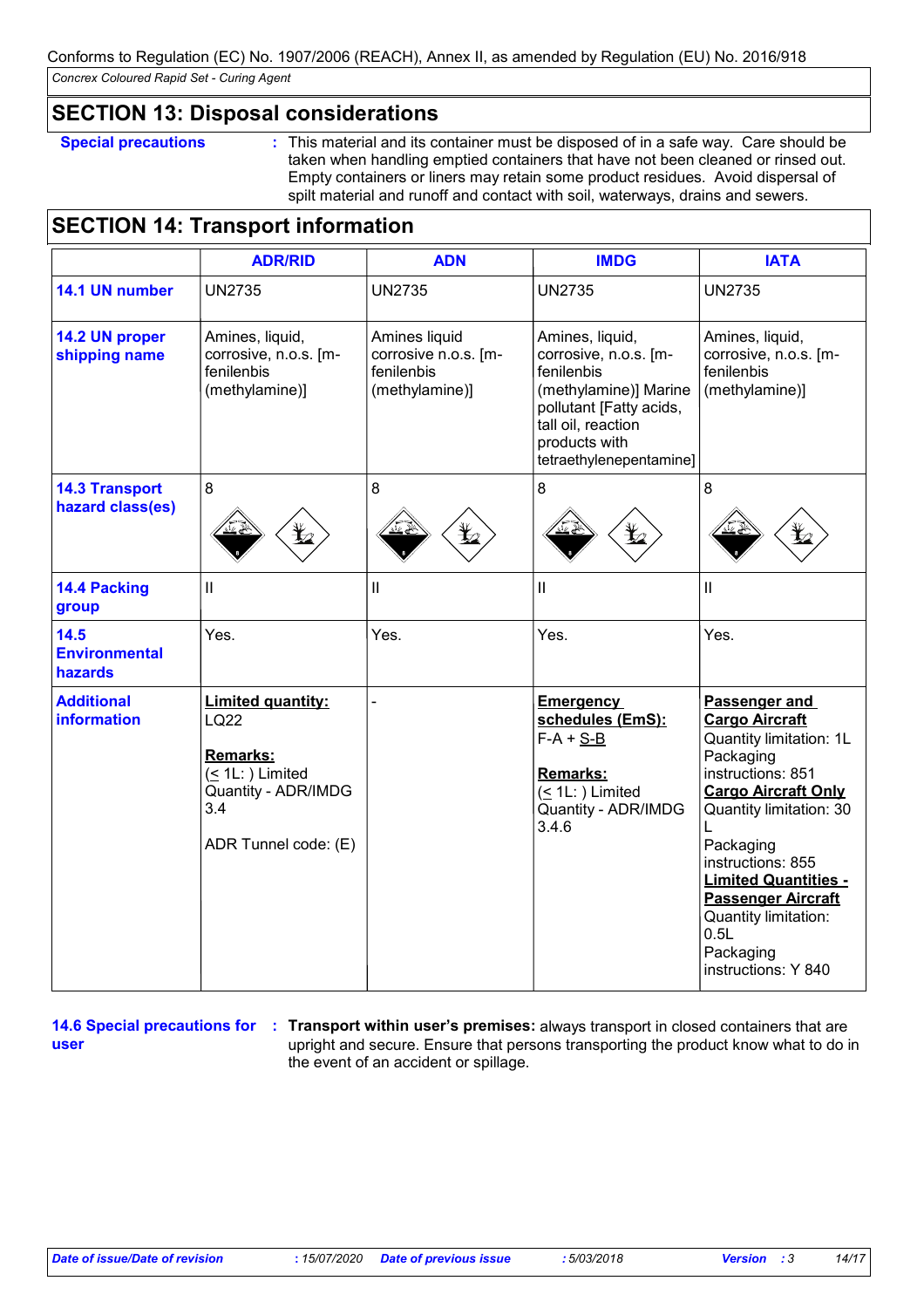Conforms to Regulation (EC) No. 1907/2006 (REACH), Annex II, as amended by Regulation (EU) No. 2016/918

*Concrex Coloured Rapid Set - Curing Agent*

## SECTION 13: Disposal considerations

**Special precautions** : This material and its container must be disposed of in a safe way. Care should be taken when handling emptied containers that have not been cleaned or rinsed out. Empty containers or liners may retain some product residues. Avoid dispersal of spilt material and runoff and contact with soil, waterways, drains and sewers.

## SECTION 14: Transport information

| | ADR/RID | ADN | IMDG | IATA |
|---|---|---|---|---|
| **14.1 UN number** | UN2735 | UN2735 | UN2735 | UN2735 |
| **14.2 UN proper shipping name** | Amines, liquid, corrosive, n.o.s. [m-fenilenbis (methylamine)] | Amines liquid corrosive n.o.s. [m-fenilenbis (methylamine)] | Amines, liquid, corrosive, n.o.s. [m-fenilenbis (methylamine)] Marine pollutant [Fatty acids, tall oil, reaction products with tetraethylenepentamine] | Amines, liquid, corrosive, n.o.s. [m-fenilenbis (methylamine)] |
| **14.3 Transport hazard class(es)** | 8 | 8 | 8 | 8 |
| **14.4 Packing group** | II | II | II | II |
| **14.5 Environmental hazards** | Yes. | Yes. | Yes. | Yes. |
| **Additional information** | **Limited quantity:** LQ22<br><br>**Remarks:** (≤ 1L: ) Limited Quantity - ADR/IMDG 3.4<br><br>ADR Tunnel code: (E) | - | **Emergency schedules (EmS):** F-A + S-B<br><br>**Remarks:** (≤ 1L: ) Limited Quantity - ADR/IMDG 3.4.6 | **Passenger and Cargo Aircraft** Quantity limitation: 1L Packaging instructions: 851<br>**Cargo Aircraft Only** Quantity limitation: 30 L Packaging instructions: 855<br>**Limited Quantities - Passenger Aircraft** Quantity limitation: 0.5L Packaging instructions: Y 840 |

**14.6 Special precautions for user** : **Transport within user's premises:** always transport in closed containers that are upright and secure. Ensure that persons transporting the product know what to do in the event of an accident or spillage.

*Date of issue/Date of revision* : 15/07/2020 *Date of previous issue* : 5/03/2018 *Version* : 3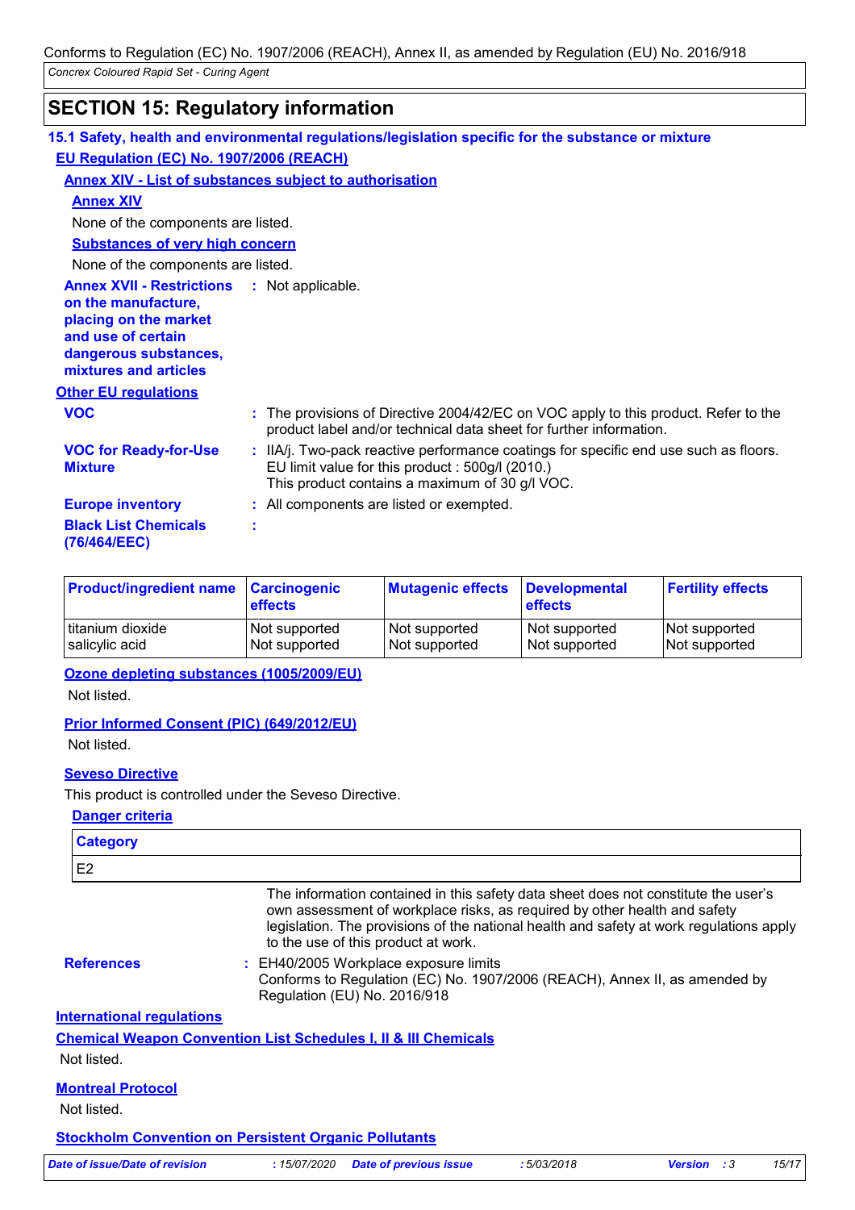## SECTION 15: Regulatory information

### 15.1 Safety, health and environmental regulations/legislation specific for the substance or mixture

**EU Regulation (EC) No. 1907/2006 (REACH)**

**Annex XIV - List of substances subject to authorisation**

**Annex XIV**

None of the components are listed.

**Substances of very high concern**

None of the components are listed.

**Annex XVII - Restrictions on the manufacture, placing on the market and use of certain dangerous substances, mixtures and articles** : Not applicable.

**Other EU regulations**

**VOC** : The provisions of Directive 2004/42/EC on VOC apply to this product. Refer to the product label and/or technical data sheet for further information.

**VOC for Ready-for-Use Mixture** : IIA/j. Two-pack reactive performance coatings for specific end use such as floors. EU limit value for this product : 500g/l (2010.) This product contains a maximum of 30 g/l VOC.

**Europe inventory** : All components are listed or exempted.

**Black List Chemicals (76/464/EEC)** :

| Product/ingredient name | Carcinogenic effects | Mutagenic effects | Developmental effects | Fertility effects |
|---|---|---|---|---|
| titanium dioxide | Not supported | Not supported | Not supported | Not supported |
| salicylic acid | Not supported | Not supported | Not supported | Not supported |

**Ozone depleting substances (1005/2009/EU)**

Not listed.

**Prior Informed Consent (PIC) (649/2012/EU)**

Not listed.

**Seveso Directive**

This product is controlled under the Seveso Directive.

**Danger criteria**

| Category |
|---|
| E2 |

The information contained in this safety data sheet does not constitute the user's own assessment of workplace risks, as required by other health and safety legislation. The provisions of the national health and safety at work regulations apply to the use of this product at work.

**References** : EH40/2005 Workplace exposure limits
Conforms to Regulation (EC) No. 1907/2006 (REACH), Annex II, as amended by Regulation (EU) No. 2016/918

**International regulations**

**Chemical Weapon Convention List Schedules I, II & III Chemicals**

Not listed.

**Montreal Protocol**

Not listed.

**Stockholm Convention on Persistent Organic Pollutants**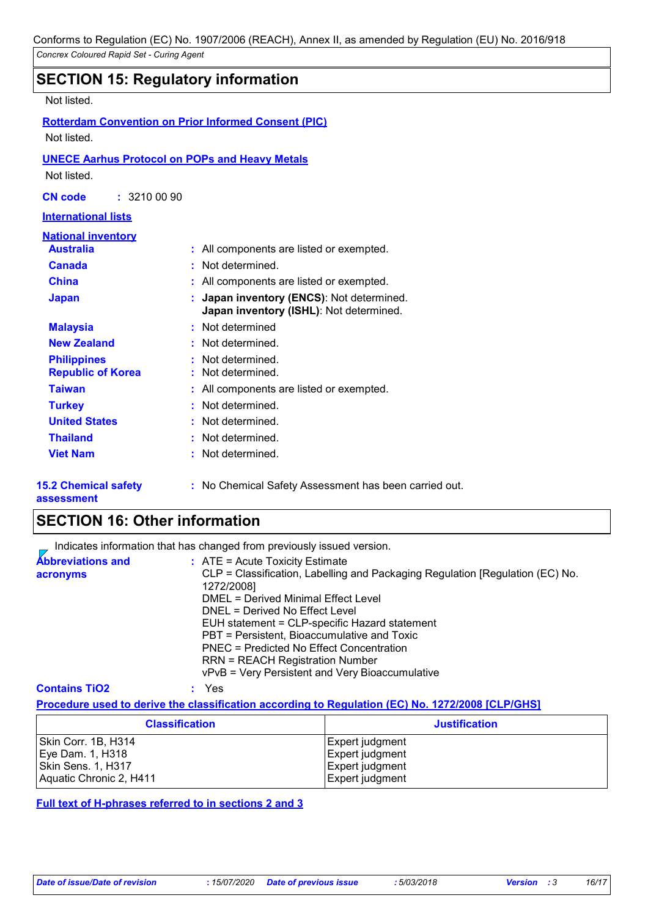## SECTION 15: Regulatory information

Not listed.

**Rotterdam Convention on Prior Informed Consent (PIC)**

Not listed.

**UNECE Aarhus Protocol on POPs and Heavy Metals**

Not listed.

**CN code** : 3210 00 90

**International lists**

**National inventory**

| | |
|---|---|
| **Australia** | : All components are listed or exempted. |
| **Canada** | : Not determined. |
| **China** | : All components are listed or exempted. |
| **Japan** | : **Japan inventory (ENCS)**: Not determined. **Japan inventory (ISHL)**: Not determined. |
| **Malaysia** | : Not determined |
| **New Zealand** | : Not determined. |
| **Philippines** | : Not determined. |
| **Republic of Korea** | : Not determined. |
| **Taiwan** | : All components are listed or exempted. |
| **Turkey** | : Not determined. |
| **United States** | : Not determined. |
| **Thailand** | : Not determined. |
| **Viet Nam** | : Not determined. |

**15.2 Chemical safety assessment** : No Chemical Safety Assessment has been carried out.

## SECTION 16: Other information

Indicates information that has changed from previously issued version.

**Abbreviations and acronyms** :
ATE = Acute Toxicity Estimate
CLP = Classification, Labelling and Packaging Regulation [Regulation (EC) No. 1272/2008]
DMEL = Derived Minimal Effect Level
DNEL = Derived No Effect Level
EUH statement = CLP-specific Hazard statement
PBT = Persistent, Bioaccumulative and Toxic
PNEC = Predicted No Effect Concentration
RRN = REACH Registration Number
vPvB = Very Persistent and Very Bioaccumulative

**Contains TiO2** : Yes

**Procedure used to derive the classification according to Regulation (EC) No. 1272/2008 [CLP/GHS]**

| Classification | Justification |
|---|---|
| Skin Corr. 1B, H314 | Expert judgment |
| Eye Dam. 1, H318 | Expert judgment |
| Skin Sens. 1, H317 | Expert judgment |
| Aquatic Chronic 2, H411 | Expert judgment |

**Full text of H-phrases referred to in sections 2 and 3**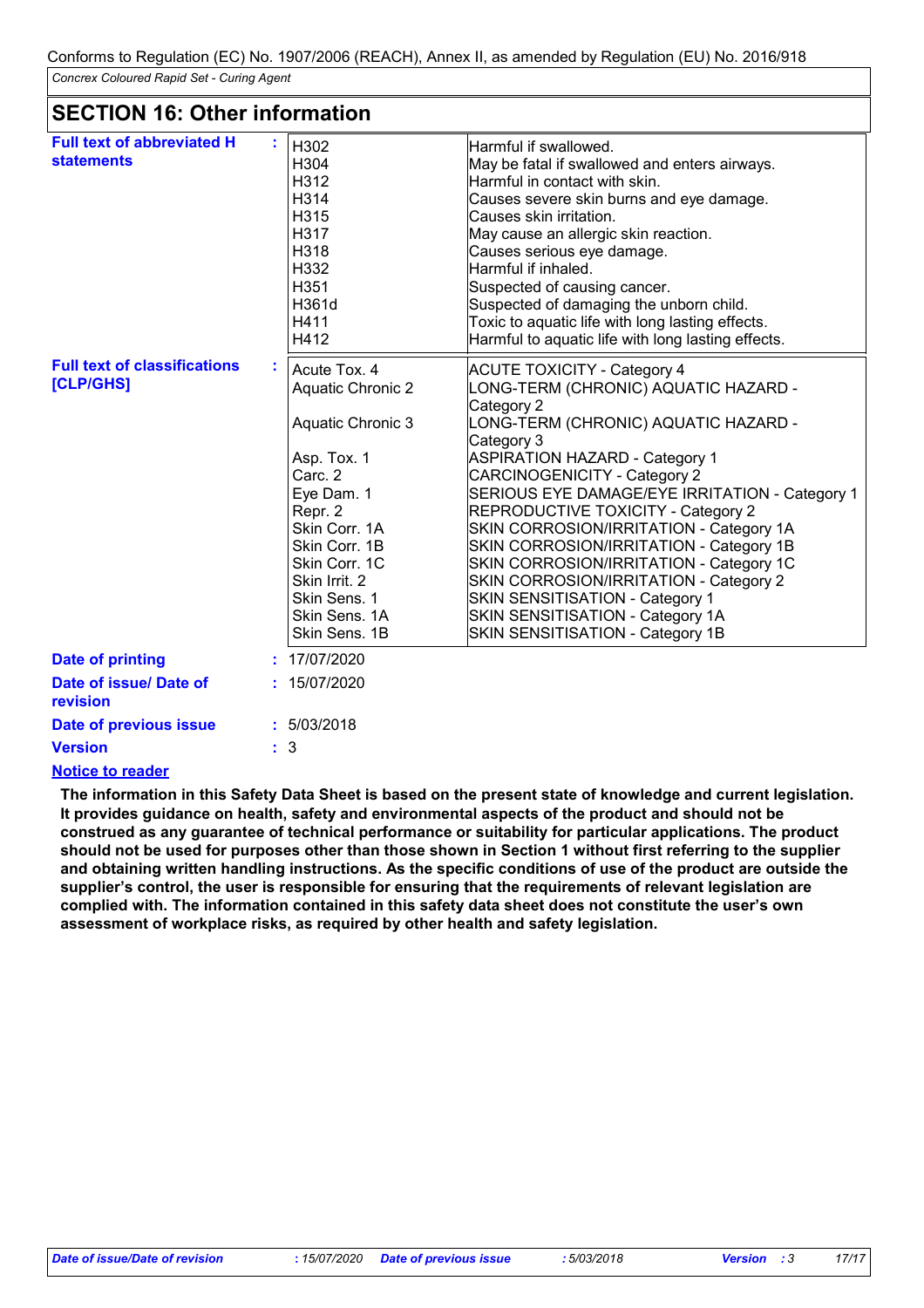Conforms to Regulation (EC) No. 1907/2006 (REACH), Annex II, as amended by Regulation (EU) No. 2016/918

*Concrex Coloured Rapid Set - Curing Agent*

## SECTION 16: Other information

**Full text of abbreviated H statements** :

| | |
|---|---|
| H302 | Harmful if swallowed. |
| H304 | May be fatal if swallowed and enters airways. |
| H312 | Harmful in contact with skin. |
| H314 | Causes severe skin burns and eye damage. |
| H315 | Causes skin irritation. |
| H317 | May cause an allergic skin reaction. |
| H318 | Causes serious eye damage. |
| H332 | Harmful if inhaled. |
| H351 | Suspected of causing cancer. |
| H361d | Suspected of damaging the unborn child. |
| H411 | Toxic to aquatic life with long lasting effects. |
| H412 | Harmful to aquatic life with long lasting effects. |

**Full text of classifications [CLP/GHS]** :

| | |
|---|---|
| Acute Tox. 4 | ACUTE TOXICITY - Category 4 |
| Aquatic Chronic 2 | LONG-TERM (CHRONIC) AQUATIC HAZARD - Category 2 |
| Aquatic Chronic 3 | LONG-TERM (CHRONIC) AQUATIC HAZARD - Category 3 |
| Asp. Tox. 1 | ASPIRATION HAZARD - Category 1 |
| Carc. 2 | CARCINOGENICITY - Category 2 |
| Eye Dam. 1 | SERIOUS EYE DAMAGE/EYE IRRITATION - Category 1 |
| Repr. 2 | REPRODUCTIVE TOXICITY - Category 2 |
| Skin Corr. 1A | SKIN CORROSION/IRRITATION - Category 1A |
| Skin Corr. 1B | SKIN CORROSION/IRRITATION - Category 1B |
| Skin Corr. 1C | SKIN CORROSION/IRRITATION - Category 1C |
| Skin Irrit. 2 | SKIN CORROSION/IRRITATION - Category 2 |
| Skin Sens. 1 | SKIN SENSITISATION - Category 1 |
| Skin Sens. 1A | SKIN SENSITISATION - Category 1A |
| Skin Sens. 1B | SKIN SENSITISATION - Category 1B |

**Date of printing** : 17/07/2020

**Date of issue/ Date of revision** : 15/07/2020

**Date of previous issue** : 5/03/2018

**Version** : 3

**Notice to reader**

**The information in this Safety Data Sheet is based on the present state of knowledge and current legislation. It provides guidance on health, safety and environmental aspects of the product and should not be construed as any guarantee of technical performance or suitability for particular applications. The product should not be used for purposes other than those shown in Section 1 without first referring to the supplier and obtaining written handling instructions. As the specific conditions of use of the product are outside the supplier's control, the user is responsible for ensuring that the requirements of relevant legislation are complied with. The information contained in this safety data sheet does not constitute the user's own assessment of workplace risks, as required by other health and safety legislation.**